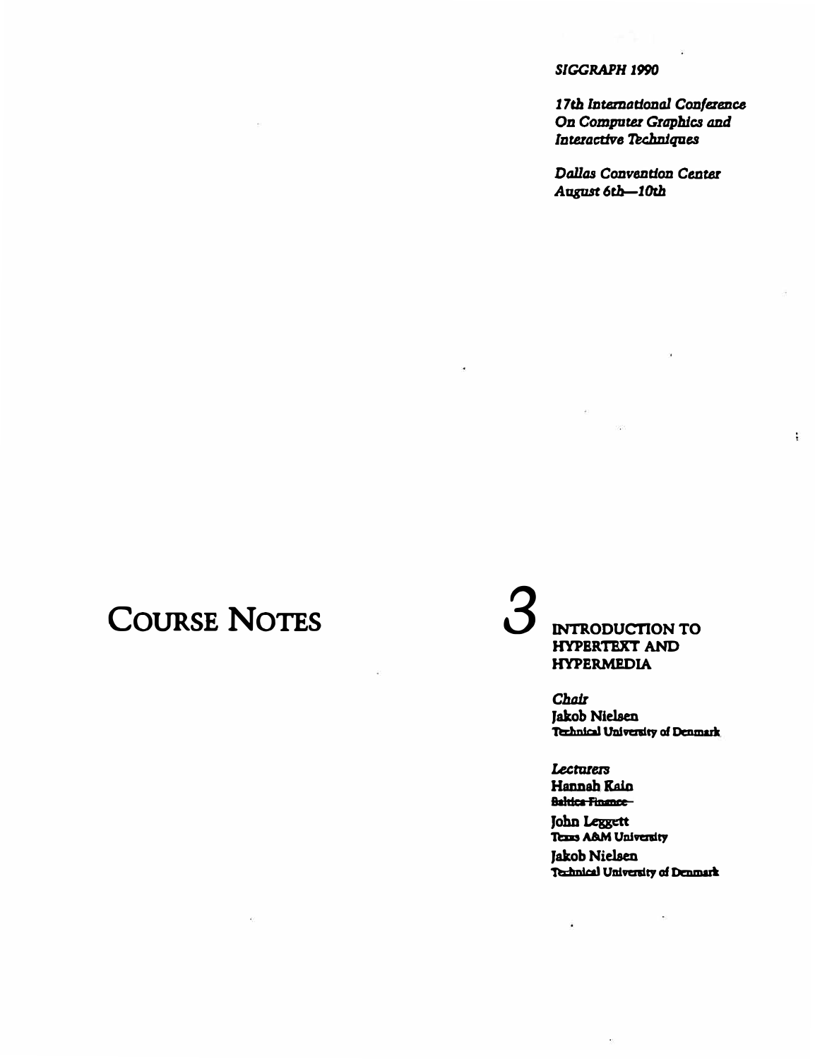*SIGGRAPH 1990*

*17th International Conference On Computer Graphics and Interactive Techniques*

*Dallas Convention Center*
*August 6th—10th*

# COURSE NOTES

# 3

## INTRODUCTION TO HYPERTEXT AND HYPERMEDIA

*Chair*
**Jakob Nielsen**
Technical University of Denmark

*Lecturers*
**Hannah Kain**
~~Baltics Finance~~

**John Leggett**
Texas A&M University

**Jakob Nielsen**
Technical University of Denmark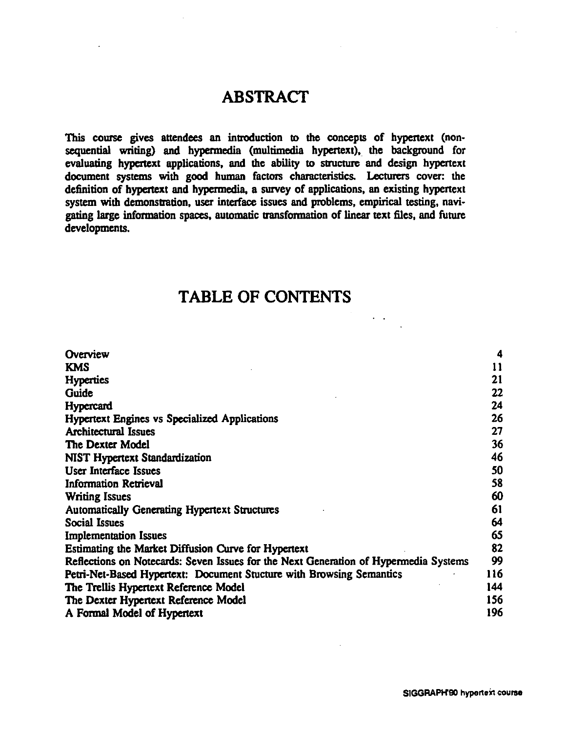# ABSTRACT

This course gives attendees an introduction to the concepts of hypertext (non-sequential writing) and hypermedia (multimedia hypertext), the background for evaluating hypertext applications, and the ability to structure and design hypertext document systems with good human factors characteristics. Lecturers cover: the definition of hypertext and hypermedia, a survey of applications, an existing hypertext system with demonstration, user interface issues and problems, empirical testing, navigating large information spaces, automatic transformation of linear text files, and future developments.

# TABLE OF CONTENTS

| | |
|---|---|
| Overview | 4 |
| KMS | 11 |
| Hyperties | 21 |
| Guide | 22 |
| Hypercard | 24 |
| Hypertext Engines vs Specialized Applications | 26 |
| Architectural Issues | 27 |
| The Dexter Model | 36 |
| NIST Hypertext Standardization | 46 |
| User Interface Issues | 50 |
| Information Retrieval | 58 |
| Writing Issues | 60 |
| Automatically Generating Hypertext Structures | 61 |
| Social Issues | 64 |
| Implementation Issues | 65 |
| Estimating the Market Diffusion Curve for Hypertext | 82 |
| Reflections on Notecards: Seven Issues for the Next Generation of Hypermedia Systems | 99 |
| Petri-Net-Based Hypertext: Document Stucture with Browsing Semantics | 116 |
| The Trellis Hypertext Reference Model | 144 |
| The Dexter Hypertext Reference Model | 156 |
| A Formal Model of Hypertext | 196 |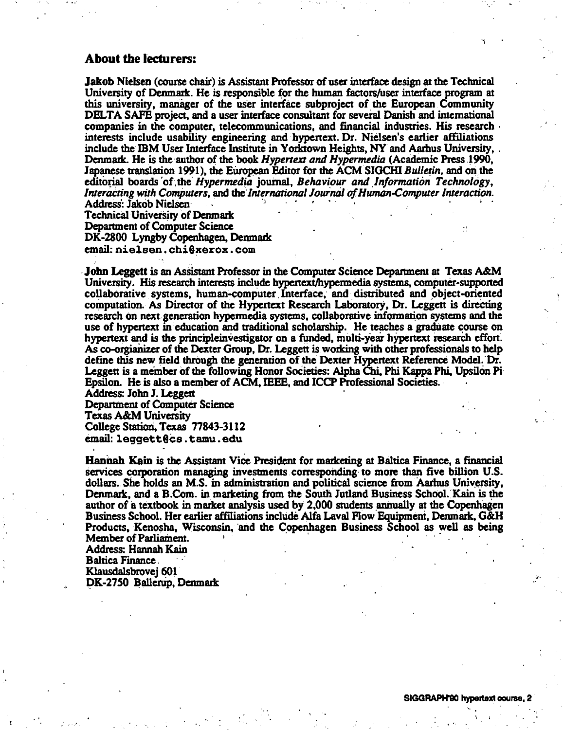## About the lecturers:

**Jakob Nielsen** (course chair) is Assistant Professor of user interface design at the Technical University of Denmark. He is responsible for the human factors/user interface program at this university, manager of the user interface subproject of the European Community DELTA SAFE project, and a user interface consultant for several Danish and international companies in the computer, telecommunications, and financial industries. His research interests include usability engineering and hypertext. Dr. Nielsen's earlier affiliations include the IBM User Interface Institute in Yorktown Heights, NY and Aarhus University, Denmark. He is the author of the book *Hypertext and Hypermedia* (Academic Press 1990, Japanese translation 1991), the European Editor for the ACM SIGCHI *Bulletin*, and on the editorial boards of the *Hypermedia* journal, *Behaviour and Information Technology*, *Interacting with Computers*, and the *International Journal of Human-Computer Interaction*.
Address: Jakob Nielsen
Technical University of Denmark
Department of Computer Science
DK-2800 Lyngby Copenhagen, Denmark
email: `nielsen.chi@xerox.com`

**John Leggett** is an Assistant Professor in the Computer Science Department at Texas A&M University. His research interests include hypertext/hypermedia systems, computer-supported collaborative systems, human-computer Interface, and distributed and object-oriented computation. As Director of the Hypertext Research Laboratory, Dr. Leggett is directing research on next generation hypermedia systems, collaborative information systems and the use of hypertext in education and traditional scholarship. He teaches a graduate course on hypertext and is the principleinvestigator on a funded, multi-year hypertext research effort. As co-orgianizer of the Dexter Group, Dr. Leggett is working with other professionals to help define this new field through the generation of the Dexter Hypertext Reference Model. Dr. Leggett is a member of the following Honor Societies: Alpha Chi, Phi Kappa Phi, Upsilon Pi Epsilon. He is also a member of ACM, IEEE, and ICCP Professional Societies.
Address: John J. Leggett
Department of Computer Science
Texas A&M University
College Station, Texas 77843-3112
email: `leggett@cs.tamu.edu`

**Hannah Kain** is the Assistant Vice President for marketing at Baltica Finance, a financial services corporation managing investments corresponding to more than five billion U.S. dollars. She holds an M.S. in administration and political science from Aarhus University, Denmark, and a B.Com. in marketing from the South Jutland Business School. Kain is the author of a textbook in market analysis used by 2,000 students annually at the Copenhagen Business School. Her earlier affiliations include Alfa Laval Flow Equipment, Denmark, G&H Products, Kenosha, Wisconsin, and the Copenhagen Business School as well as being Member of Parliament.
Address: Hannah Kain
Baltica Finance
Klausdalsbrovej 601
DK-2750 Ballerup, Denmark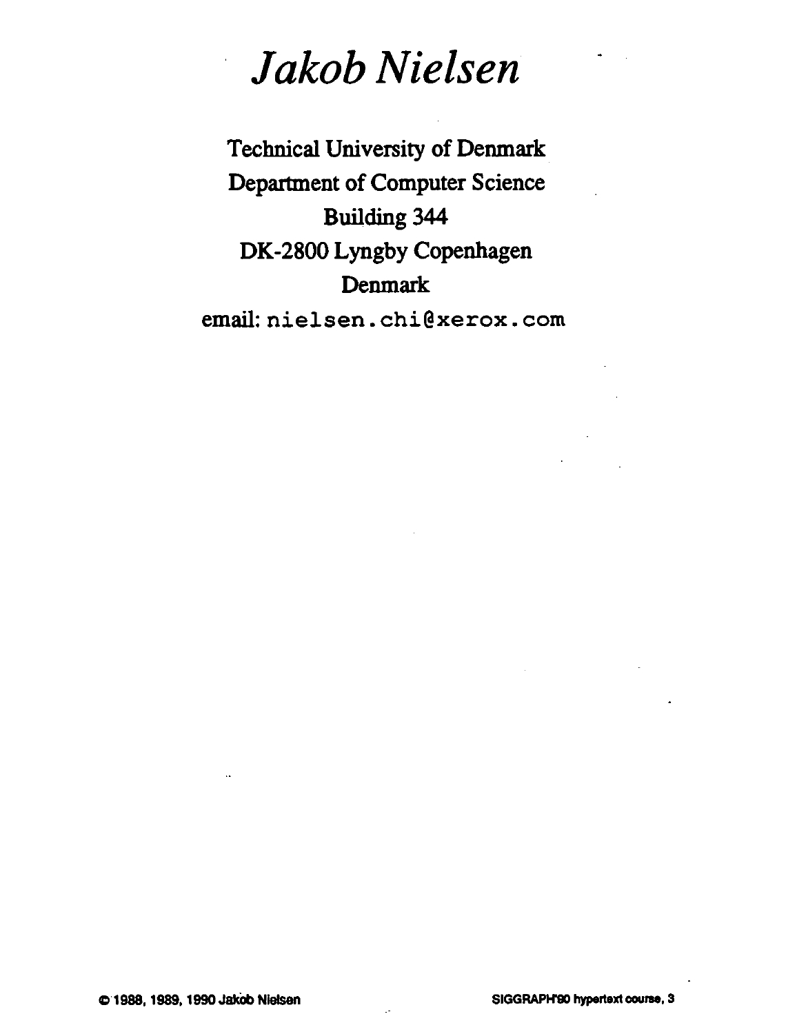# *Jakob Nielsen*

Technical University of Denmark
Department of Computer Science
Building 344
DK-2800 Lyngby Copenhagen
Denmark
email: `nielsen.chi@xerox.com`

© 1988, 1989, 1990 Jakob Nielsen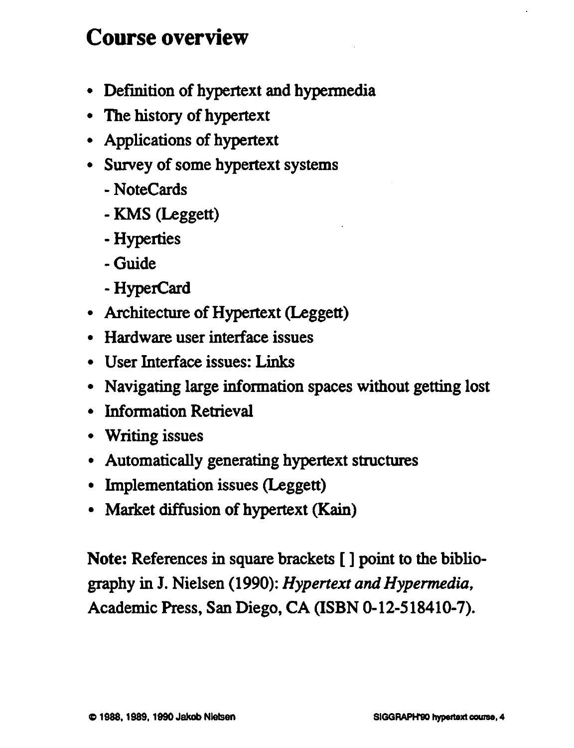# Course overview

- Definition of hypertext and hypermedia
- The history of hypertext
- Applications of hypertext
- Survey of some hypertext systems
  - NoteCards
  - KMS (Leggett)
  - Hyperties
  - Guide
  - HyperCard
- Architecture of Hypertext (Leggett)
- Hardware user interface issues
- User Interface issues: Links
- Navigating large information spaces without getting lost
- Information Retrieval
- Writing issues
- Automatically generating hypertext structures
- Implementation issues (Leggett)
- Market diffusion of hypertext (Kain)

**Note:** References in square brackets [ ] point to the bibliography in J. Nielsen (1990): *Hypertext and Hypermedia,* Academic Press, San Diego, CA (ISBN 0-12-518410-7).

© 1988, 1989, 1990 Jakob Nielsen